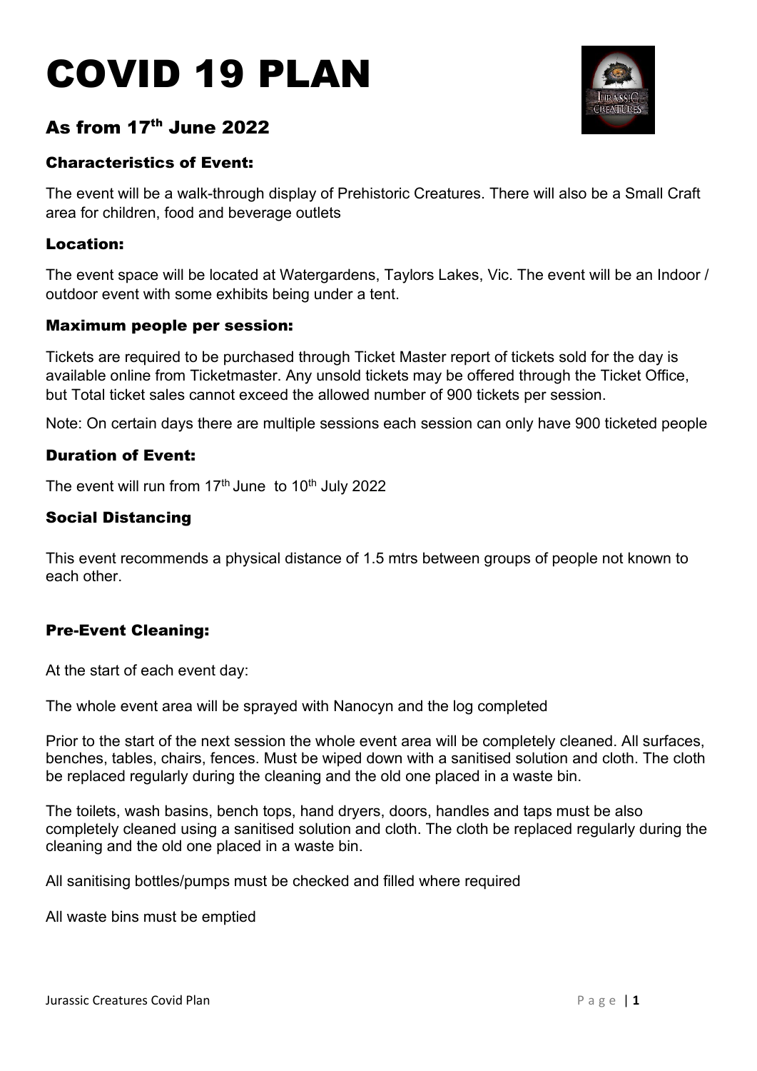# COVID 19 PLAN

## As from 17th June 2022

### Characteristics of Event:

The event will be a walk-through display of Prehistoric Creatures. There will also be a Small Craft area for children, food and beverage outlets

### Location:

The event space will be located at Watergardens, Taylors Lakes, Vic. The event will be an Indoor / outdoor event with some exhibits being under a tent.

### Maximum people per session:

Tickets are required to be purchased through Ticket Master report of tickets sold for the day is available online from Ticketmaster. Any unsold tickets may be offered through the Ticket Office, but Total ticket sales cannot exceed the allowed number of 900 tickets per session.

Note: On certain days there are multiple sessions each session can only have 900 ticketed people

### Duration of Event:

The event will run from 17th June to 10th July 2022

### Social Distancing

This event recommends a physical distance of 1.5 mtrs between groups of people not known to each other.

### Pre-Event Cleaning:

At the start of each event day:

The whole event area will be sprayed with Nanocyn and the log completed

Prior to the start of the next session the whole event area will be completely cleaned. All surfaces, benches, tables, chairs, fences. Must be wiped down with a sanitised solution and cloth. The cloth be replaced regularly during the cleaning and the old one placed in a waste bin.

The toilets, wash basins, bench tops, hand dryers, doors, handles and taps must be also completely cleaned using a sanitised solution and cloth. The cloth be replaced regularly during the cleaning and the old one placed in a waste bin.

All sanitising bottles/pumps must be checked and filled where required

All waste bins must be emptied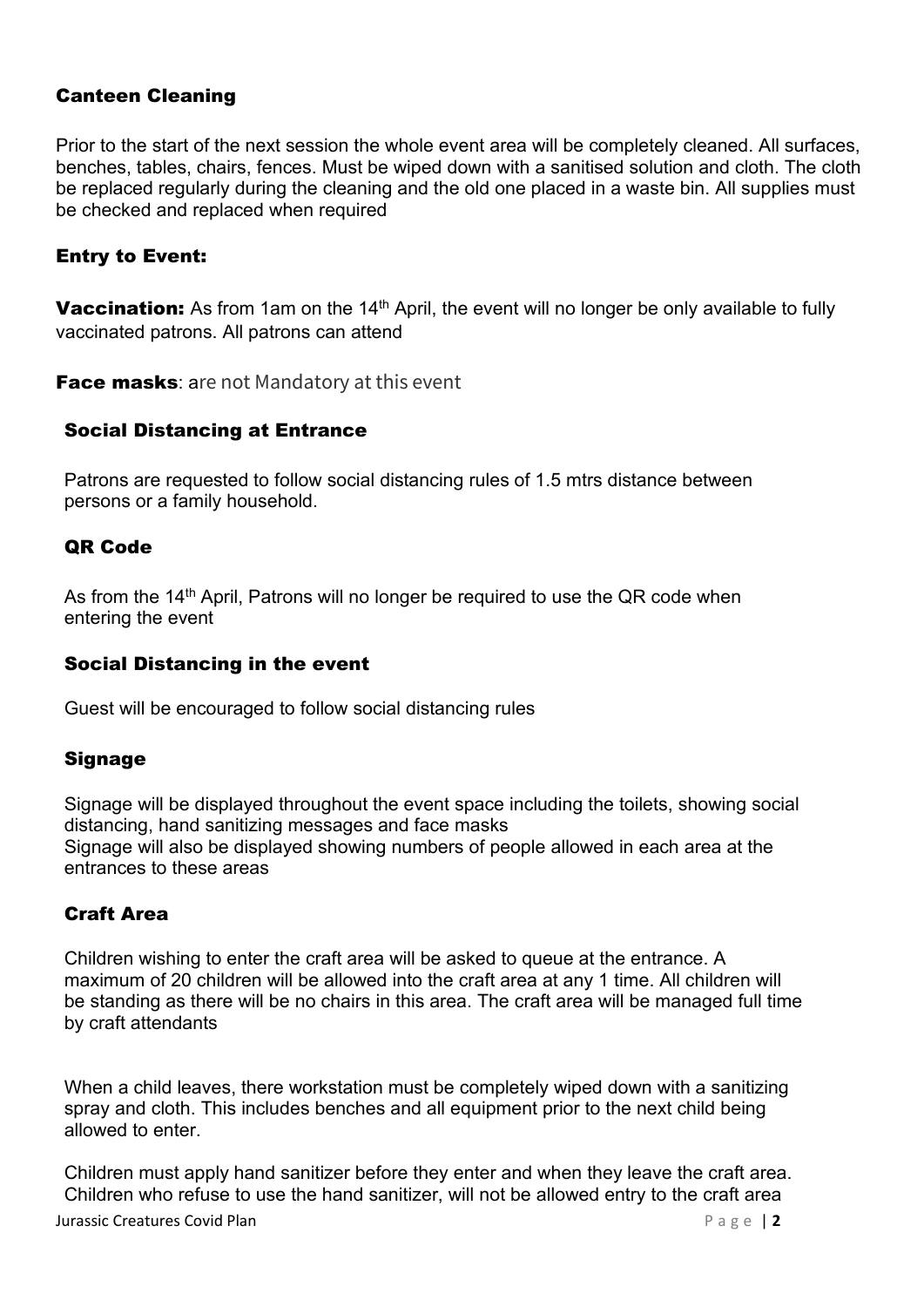## Canteen Cleaning

Prior to the start of the next session the whole event area will be completely cleaned. All surfaces, benches, tables, chairs, fences. Must be wiped down with a sanitised solution and cloth. The cloth be replaced regularly during the cleaning and the old one placed in a waste bin. All supplies must be checked and replaced when required

## Entry to Event:

**Vaccination:** As from 1am on the 14th April, the event will no longer be only available to fully vaccinated patrons. All patrons can attend

**Face masks**: are not Mandatory at this event

### Social Distancing at Entrance

Patrons are requested to follow social distancing rules of 1.5 mtrs distance between persons or a family household.

### QR Code

As from the 14th April, Patrons will no longer be required to use the QR code when entering the event

### Social Distancing in the event

Guest will be encouraged to follow social distancing rules

### Signage

Signage will be displayed throughout the event space including the toilets, showing social distancing, hand sanitizing messages and face masks
Signage will also be displayed showing numbers of people allowed in each area at the entrances to these areas

### Craft Area

Children wishing to enter the craft area will be asked to queue at the entrance. A maximum of 20 children will be allowed into the craft area at any 1 time. All children will be standing as there will be no chairs in this area. The craft area will be managed full time by craft attendants

When a child leaves, there workstation must be completely wiped down with a sanitizing spray and cloth. This includes benches and all equipment prior to the next child being allowed to enter.

Children must apply hand sanitizer before they enter and when they leave the craft area. Children who refuse to use the hand sanitizer, will not be allowed entry to the craft area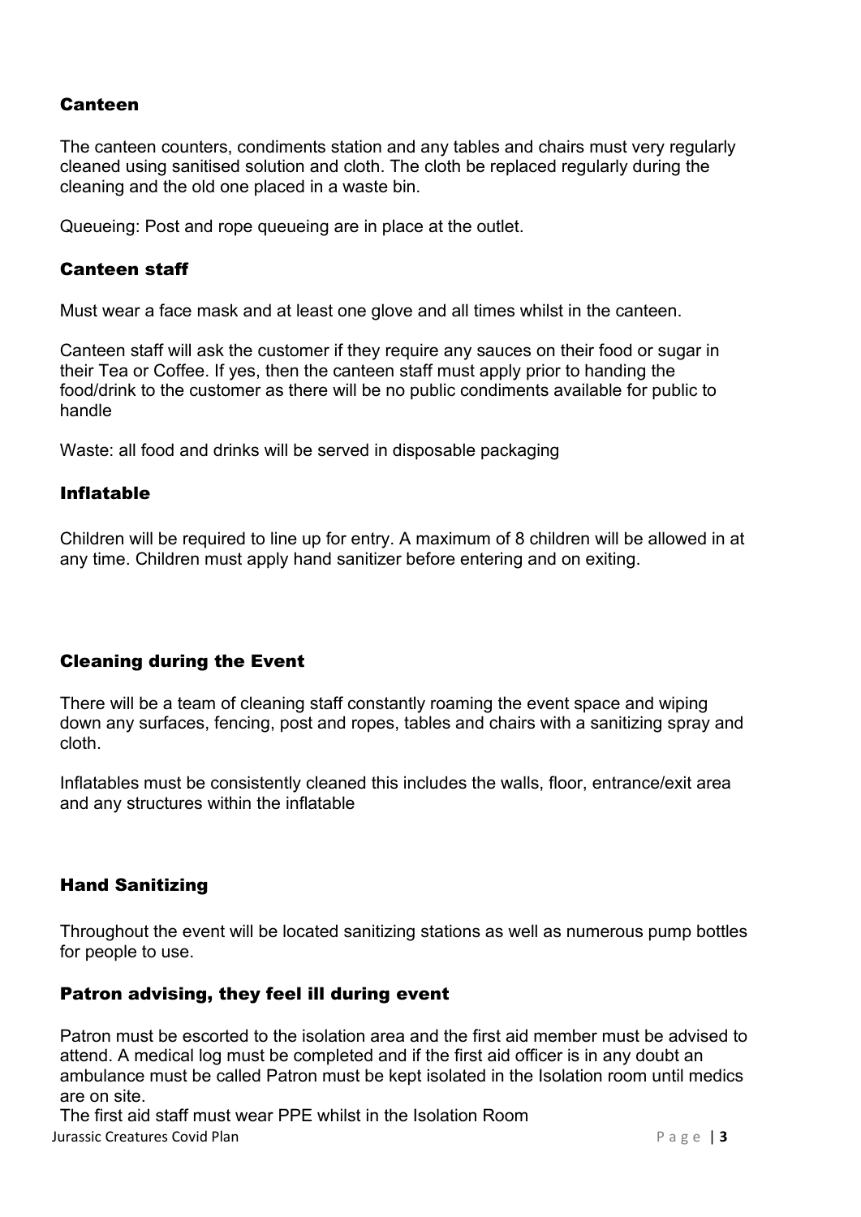## Canteen

The canteen counters, condiments station and any tables and chairs must very regularly cleaned using sanitised solution and cloth. The cloth be replaced regularly during the cleaning and the old one placed in a waste bin.

Queueing: Post and rope queueing are in place at the outlet.

## Canteen staff

Must wear a face mask and at least one glove and all times whilst in the canteen.

Canteen staff will ask the customer if they require any sauces on their food or sugar in their Tea or Coffee. If yes, then the canteen staff must apply prior to handing the food/drink to the customer as there will be no public condiments available for public to handle

Waste: all food and drinks will be served in disposable packaging

## Inflatable

Children will be required to line up for entry. A maximum of 8 children will be allowed in at any time. Children must apply hand sanitizer before entering and on exiting.

## Cleaning during the Event

There will be a team of cleaning staff constantly roaming the event space and wiping down any surfaces, fencing, post and ropes, tables and chairs with a sanitizing spray and cloth.

Inflatables must be consistently cleaned this includes the walls, floor, entrance/exit area and any structures within the inflatable

## Hand Sanitizing

Throughout the event will be located sanitizing stations as well as numerous pump bottles for people to use.

## Patron advising, they feel ill during event

Patron must be escorted to the isolation area and the first aid member must be advised to attend. A medical log must be completed and if the first aid officer is in any doubt an ambulance must be called Patron must be kept isolated in the Isolation room until medics are on site.

The first aid staff must wear PPE whilst in the Isolation Room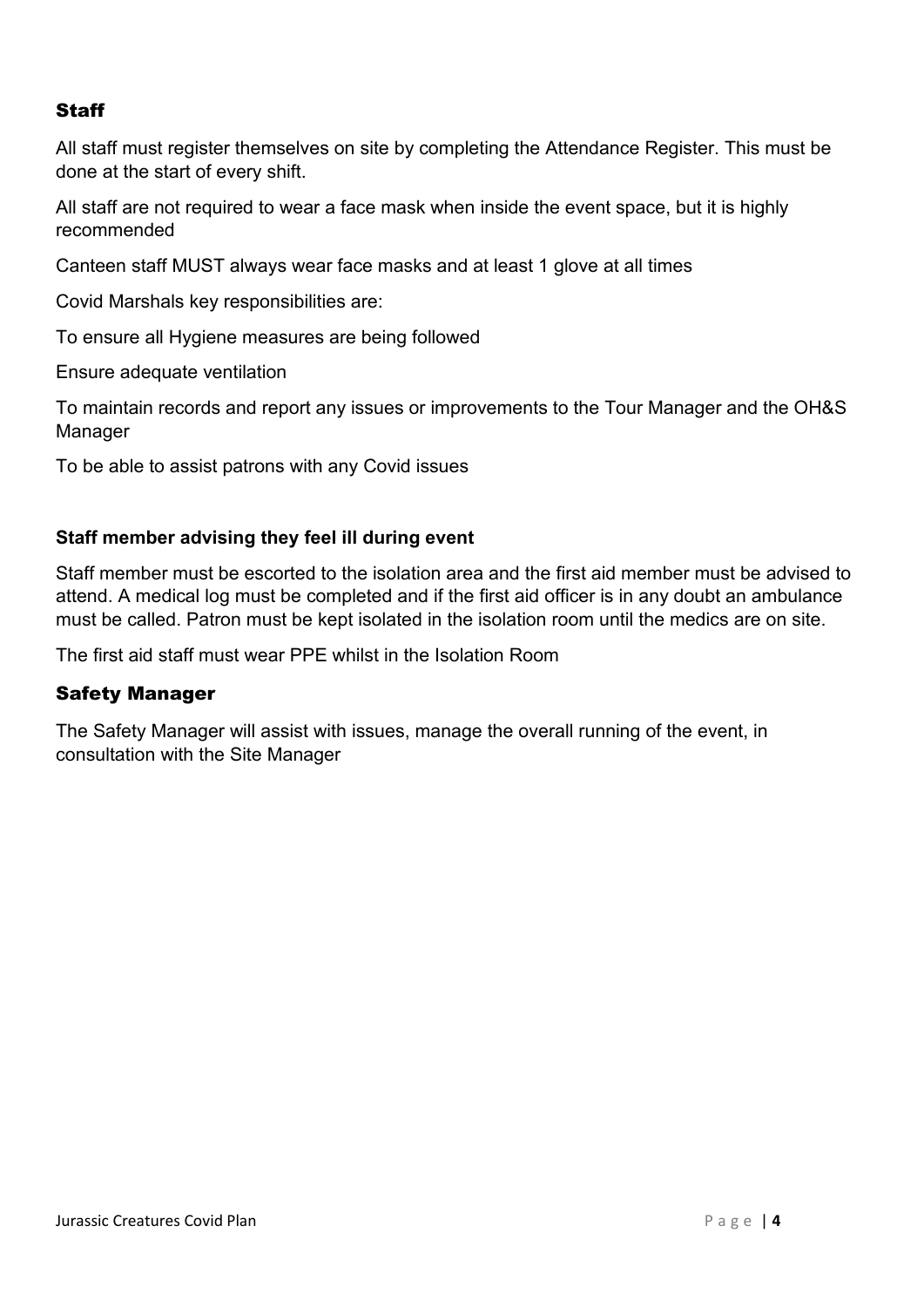## Staff

All staff must register themselves on site by completing the Attendance Register. This must be done at the start of every shift.

All staff are not required to wear a face mask when inside the event space, but it is highly recommended

Canteen staff MUST always wear face masks and at least 1 glove at all times

Covid Marshals key responsibilities are:

To ensure all Hygiene measures are being followed

Ensure adequate ventilation

To maintain records and report any issues or improvements to the Tour Manager and the OH&S Manager

To be able to assist patrons with any Covid issues

**Staff member advising they feel ill during event**

Staff member must be escorted to the isolation area and the first aid member must be advised to attend. A medical log must be completed and if the first aid officer is in any doubt an ambulance must be called. Patron must be kept isolated in the isolation room until the medics are on site.

The first aid staff must wear PPE whilst in the Isolation Room

## Safety Manager

The Safety Manager will assist with issues, manage the overall running of the event, in consultation with the Site Manager